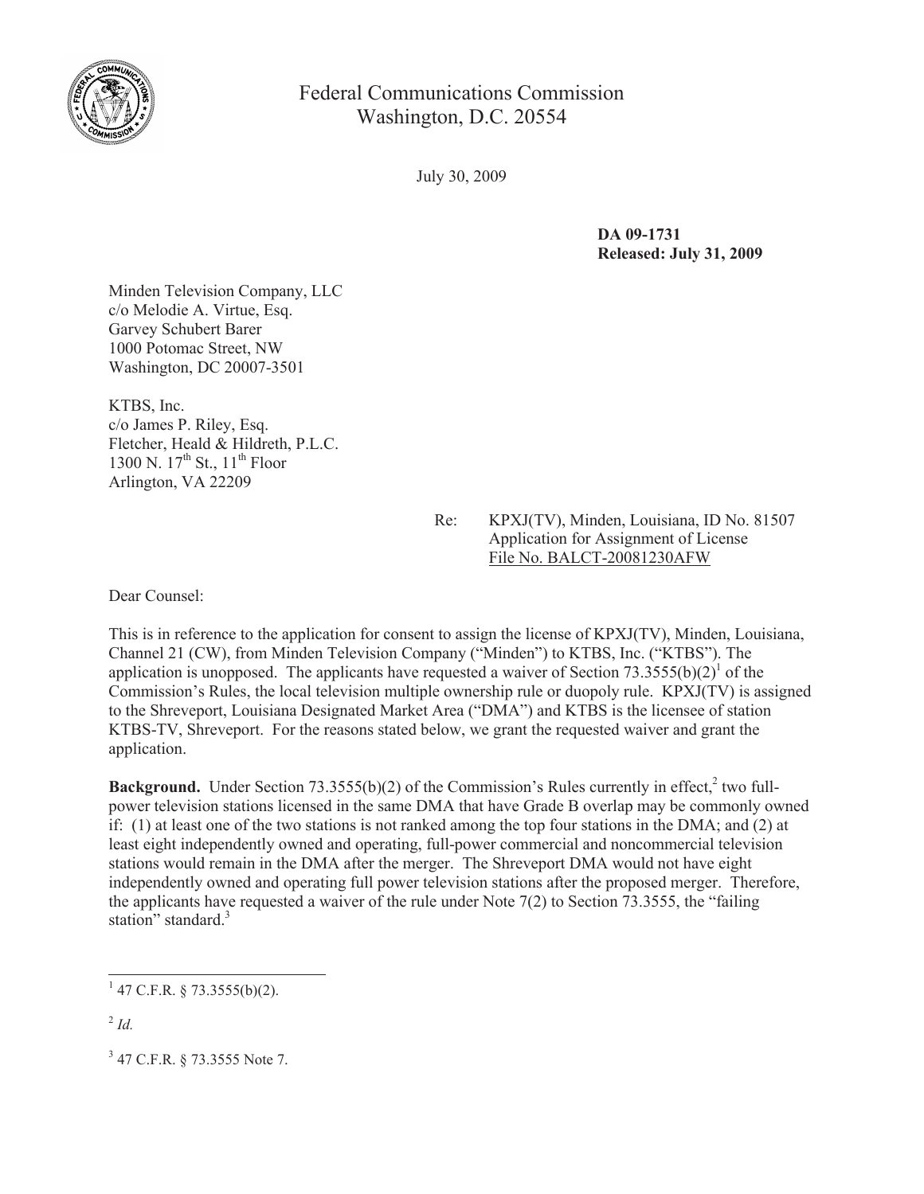Federal Communications Commission
Washington, D.C. 20554

July 30, 2009

**DA 09-1731**
**Released: July 31, 2009**

Minden Television Company, LLC
c/o Melodie A. Virtue, Esq.
Garvey Schubert Barer
1000 Potomac Street, NW
Washington, DC 20007-3501

KTBS, Inc.
c/o James P. Riley, Esq.
Fletcher, Heald & Hildreth, P.L.C.
1300 N. 17th St., 11th Floor
Arlington, VA 22209

Re: KPXJ(TV), Minden, Louisiana, ID No. 81507
Application for Assignment of License
File No. BALCT-20081230AFW

Dear Counsel:

This is in reference to the application for consent to assign the license of KPXJ(TV), Minden, Louisiana, Channel 21 (CW), from Minden Television Company ("Minden") to KTBS, Inc. ("KTBS"). The application is unopposed. The applicants have requested a waiver of Section 73.3555(b)(2)[1] of the Commission's Rules, the local television multiple ownership rule or duopoly rule. KPXJ(TV) is assigned to the Shreveport, Louisiana Designated Market Area ("DMA") and KTBS is the licensee of station KTBS-TV, Shreveport. For the reasons stated below, we grant the requested waiver and grant the application.

**Background.** Under Section 73.3555(b)(2) of the Commission's Rules currently in effect,[2] two full-power television stations licensed in the same DMA that have Grade B overlap may be commonly owned if: (1) at least one of the two stations is not ranked among the top four stations in the DMA; and (2) at least eight independently owned and operating, full-power commercial and noncommercial television stations would remain in the DMA after the merger. The Shreveport DMA would not have eight independently owned and operating full power television stations after the proposed merger. Therefore, the applicants have requested a waiver of the rule under Note 7(2) to Section 73.3555, the "failing station" standard.[3]

---

[1] 47 C.F.R. § 73.3555(b)(2).

[2] *Id.*

[3] 47 C.F.R. § 73.3555 Note 7.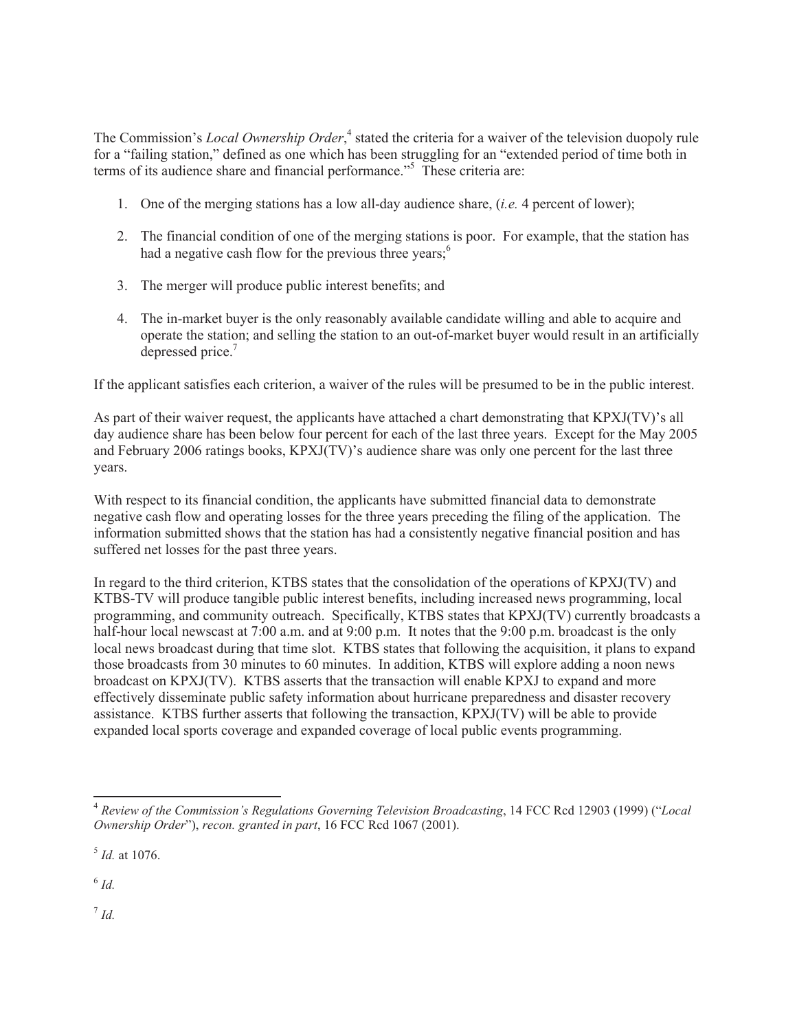The Commission's *Local Ownership Order*,[4] stated the criteria for a waiver of the television duopoly rule for a "failing station," defined as one which has been struggling for an "extended period of time both in terms of its audience share and financial performance."[5] These criteria are:

1. One of the merging stations has a low all-day audience share, (*i.e.* 4 percent of lower);
2. The financial condition of one of the merging stations is poor. For example, that the station has had a negative cash flow for the previous three years;[6]
3. The merger will produce public interest benefits; and
4. The in-market buyer is the only reasonably available candidate willing and able to acquire and operate the station; and selling the station to an out-of-market buyer would result in an artificially depressed price.[7]

If the applicant satisfies each criterion, a waiver of the rules will be presumed to be in the public interest.

As part of their waiver request, the applicants have attached a chart demonstrating that KPXJ(TV)'s all day audience share has been below four percent for each of the last three years. Except for the May 2005 and February 2006 ratings books, KPXJ(TV)'s audience share was only one percent for the last three years.

With respect to its financial condition, the applicants have submitted financial data to demonstrate negative cash flow and operating losses for the three years preceding the filing of the application. The information submitted shows that the station has had a consistently negative financial position and has suffered net losses for the past three years.

In regard to the third criterion, KTBS states that the consolidation of the operations of KPXJ(TV) and KTBS-TV will produce tangible public interest benefits, including increased news programming, local programming, and community outreach. Specifically, KTBS states that KPXJ(TV) currently broadcasts a half-hour local newscast at 7:00 a.m. and at 9:00 p.m. It notes that the 9:00 p.m. broadcast is the only local news broadcast during that time slot. KTBS states that following the acquisition, it plans to expand those broadcasts from 30 minutes to 60 minutes. In addition, KTBS will explore adding a noon news broadcast on KPXJ(TV). KTBS asserts that the transaction will enable KPXJ to expand and more effectively disseminate public safety information about hurricane preparedness and disaster recovery assistance. KTBS further asserts that following the transaction, KPXJ(TV) will be able to provide expanded local sports coverage and expanded coverage of local public events programming.

---

[4] *Review of the Commission's Regulations Governing Television Broadcasting*, 14 FCC Rcd 12903 (1999) ("*Local Ownership Order*"), *recon. granted in part*, 16 FCC Rcd 1067 (2001).

[5] *Id.* at 1076.

[6] *Id.*

[7] *Id.*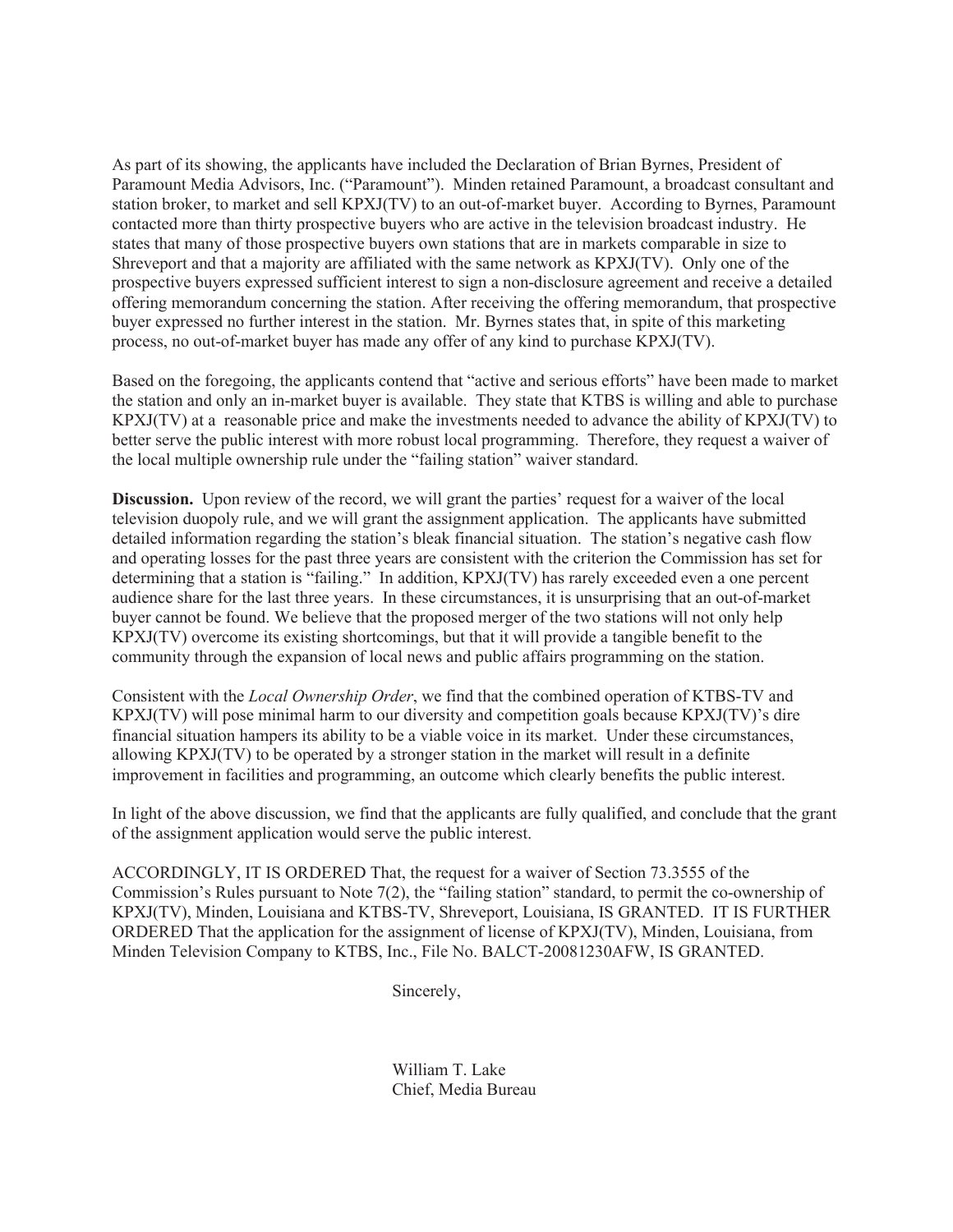As part of its showing, the applicants have included the Declaration of Brian Byrnes, President of Paramount Media Advisors, Inc. ("Paramount"). Minden retained Paramount, a broadcast consultant and station broker, to market and sell KPXJ(TV) to an out-of-market buyer. According to Byrnes, Paramount contacted more than thirty prospective buyers who are active in the television broadcast industry. He states that many of those prospective buyers own stations that are in markets comparable in size to Shreveport and that a majority are affiliated with the same network as KPXJ(TV). Only one of the prospective buyers expressed sufficient interest to sign a non-disclosure agreement and receive a detailed offering memorandum concerning the station. After receiving the offering memorandum, that prospective buyer expressed no further interest in the station. Mr. Byrnes states that, in spite of this marketing process, no out-of-market buyer has made any offer of any kind to purchase KPXJ(TV).

Based on the foregoing, the applicants contend that "active and serious efforts" have been made to market the station and only an in-market buyer is available. They state that KTBS is willing and able to purchase KPXJ(TV) at a reasonable price and make the investments needed to advance the ability of KPXJ(TV) to better serve the public interest with more robust local programming. Therefore, they request a waiver of the local multiple ownership rule under the "failing station" waiver standard.

**Discussion.** Upon review of the record, we will grant the parties' request for a waiver of the local television duopoly rule, and we will grant the assignment application. The applicants have submitted detailed information regarding the station's bleak financial situation. The station's negative cash flow and operating losses for the past three years are consistent with the criterion the Commission has set for determining that a station is "failing." In addition, KPXJ(TV) has rarely exceeded even a one percent audience share for the last three years. In these circumstances, it is unsurprising that an out-of-market buyer cannot be found. We believe that the proposed merger of the two stations will not only help KPXJ(TV) overcome its existing shortcomings, but that it will provide a tangible benefit to the community through the expansion of local news and public affairs programming on the station.

Consistent with the *Local Ownership Order*, we find that the combined operation of KTBS-TV and KPXJ(TV) will pose minimal harm to our diversity and competition goals because KPXJ(TV)'s dire financial situation hampers its ability to be a viable voice in its market. Under these circumstances, allowing KPXJ(TV) to be operated by a stronger station in the market will result in a definite improvement in facilities and programming, an outcome which clearly benefits the public interest.

In light of the above discussion, we find that the applicants are fully qualified, and conclude that the grant of the assignment application would serve the public interest.

ACCORDINGLY, IT IS ORDERED That, the request for a waiver of Section 73.3555 of the Commission's Rules pursuant to Note 7(2), the "failing station" standard, to permit the co-ownership of KPXJ(TV), Minden, Louisiana and KTBS-TV, Shreveport, Louisiana, IS GRANTED. IT IS FURTHER ORDERED That the application for the assignment of license of KPXJ(TV), Minden, Louisiana, from Minden Television Company to KTBS, Inc., File No. BALCT-20081230AFW, IS GRANTED.

Sincerely,

William T. Lake
Chief, Media Bureau